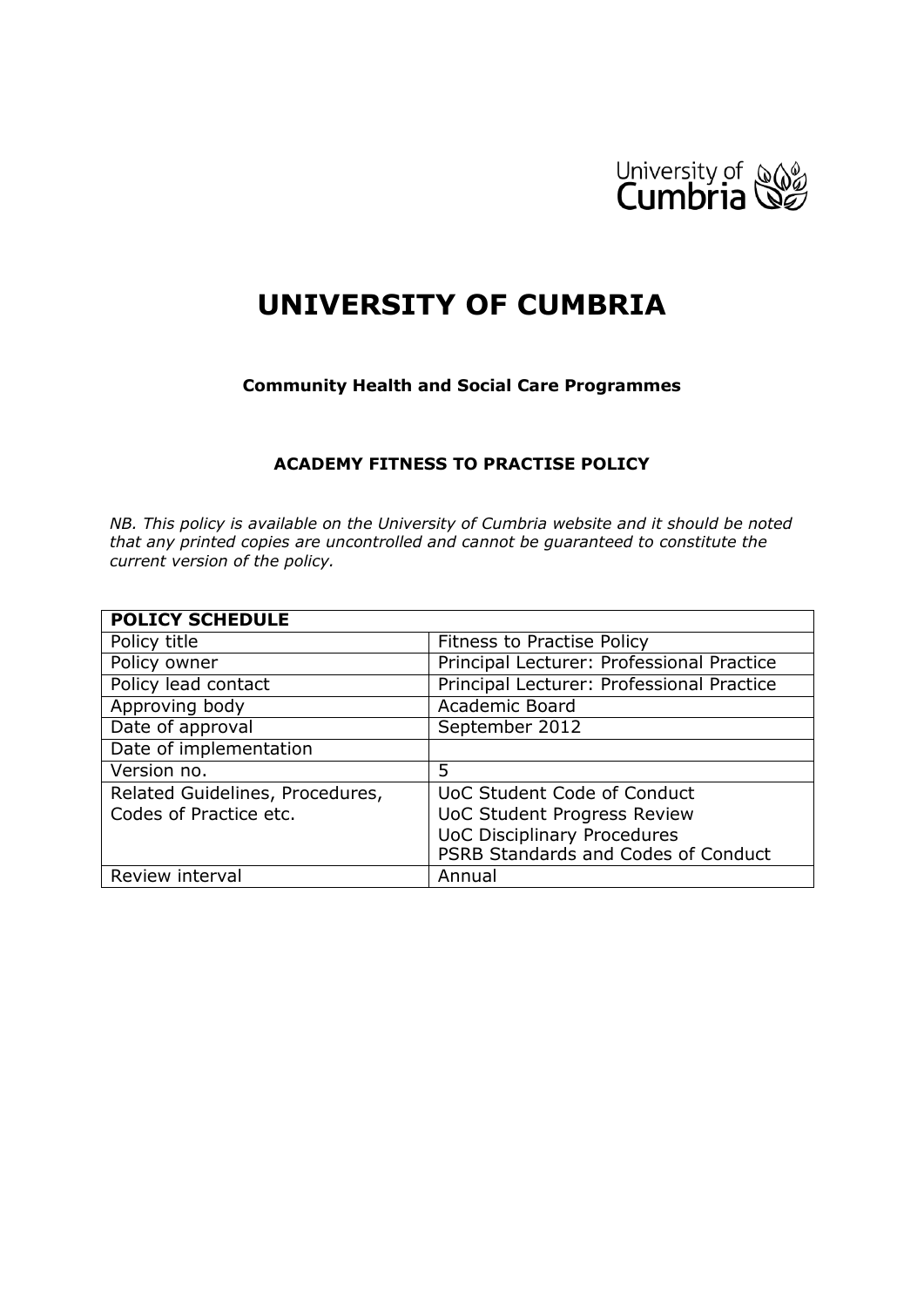# UNIVERSITY OF CUMBRIA

**Community Health and Social Care Programmes**

**ACADEMY FITNESS TO PRACTISE POLICY**

*NB. This policy is available on the University of Cumbria website and it should be noted that any printed copies are uncontrolled and cannot be guaranteed to constitute the current version of the policy.*

| **POLICY SCHEDULE** | |
|---|---|
| Policy title | Fitness to Practise Policy |
| Policy owner | Principal Lecturer: Professional Practice |
| Policy lead contact | Principal Lecturer: Professional Practice |
| Approving body | Academic Board |
| Date of approval | September 2012 |
| Date of implementation | |
| Version no. | 5 |
| Related Guidelines, Procedures, Codes of Practice etc. | UoC Student Code of Conduct<br>UoC Student Progress Review<br>UoC Disciplinary Procedures<br>PSRB Standards and Codes of Conduct |
| Review interval | Annual |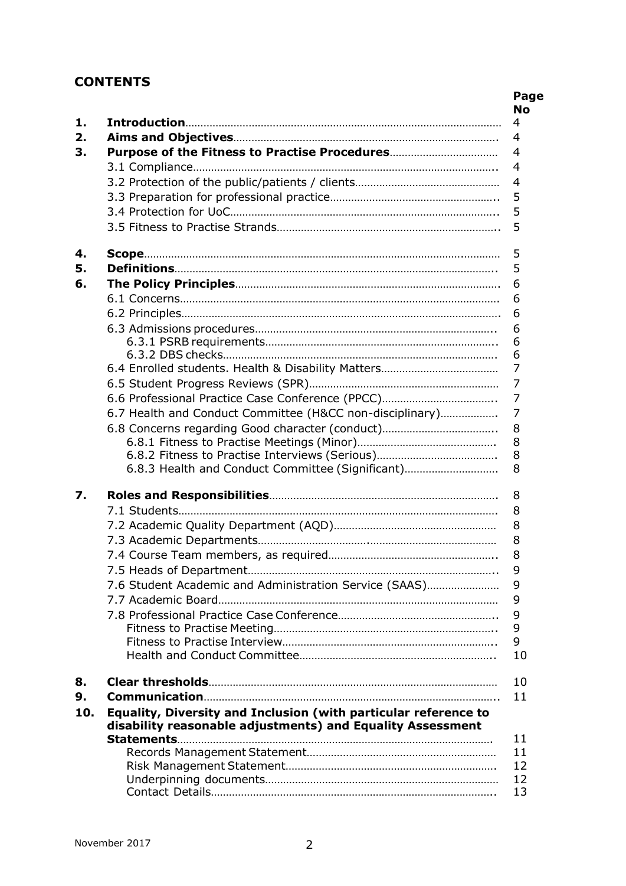## CONTENTS

| | | Page No |
|---|---|---|
| **1.** | **Introduction** | 4 |
| **2.** | **Aims and Objectives** | 4 |
| **3.** | **Purpose of the Fitness to Practise Procedures** | 4 |
| | 3.1 Compliance | 4 |
| | 3.2 Protection of the public/patients / clients | 4 |
| | 3.3 Preparation for professional practice | 5 |
| | 3.4 Protection for UoC | 5 |
| | 3.5 Fitness to Practise Strands | 5 |
| **4.** | **Scope** | 5 |
| **5.** | **Definitions** | 5 |
| **6.** | **The Policy Principles** | 6 |
| | 6.1 Concerns | 6 |
| | 6.2 Principles | 6 |
| | 6.3 Admissions procedures | 6 |
| | 6.3.1 PSRB requirements | 6 |
| | 6.3.2 DBS checks | 6 |
| | 6.4 Enrolled students. Health & Disability Matters | 7 |
| | 6.5 Student Progress Reviews (SPR) | 7 |
| | 6.6 Professional Practice Case Conference (PPCC) | 7 |
| | 6.7 Health and Conduct Committee (H&CC non-disciplinary) | 7 |
| | 6.8 Concerns regarding Good character (conduct) | 8 |
| | 6.8.1 Fitness to Practise Meetings (Minor) | 8 |
| | 6.8.2 Fitness to Practise Interviews (Serious) | 8 |
| | 6.8.3 Health and Conduct Committee (Significant) | 8 |
| **7.** | **Roles and Responsibilities** | 8 |
| | 7.1 Students | 8 |
| | 7.2 Academic Quality Department (AQD) | 8 |
| | 7.3 Academic Departments | 8 |
| | 7.4 Course Team members, as required | 8 |
| | 7.5 Heads of Department | 9 |
| | 7.6 Student Academic and Administration Service (SAAS) | 9 |
| | 7.7 Academic Board | 9 |
| | 7.8 Professional Practice Case Conference | 9 |
| | Fitness to Practise Meeting | 9 |
| | Fitness to Practise Interview | 9 |
| | Health and Conduct Committee | 10 |
| **8.** | **Clear thresholds** | 10 |
| **9.** | **Communication** | 11 |
| **10.** | **Equality, Diversity and Inclusion (with particular reference to disability reasonable adjustments) and Equality Assessment Statements** | 11 |
| | Records Management Statement | 11 |
| | Risk Management Statement | 12 |
| | Underpinning documents | 12 |
| | Contact Details | 13 |

November 2017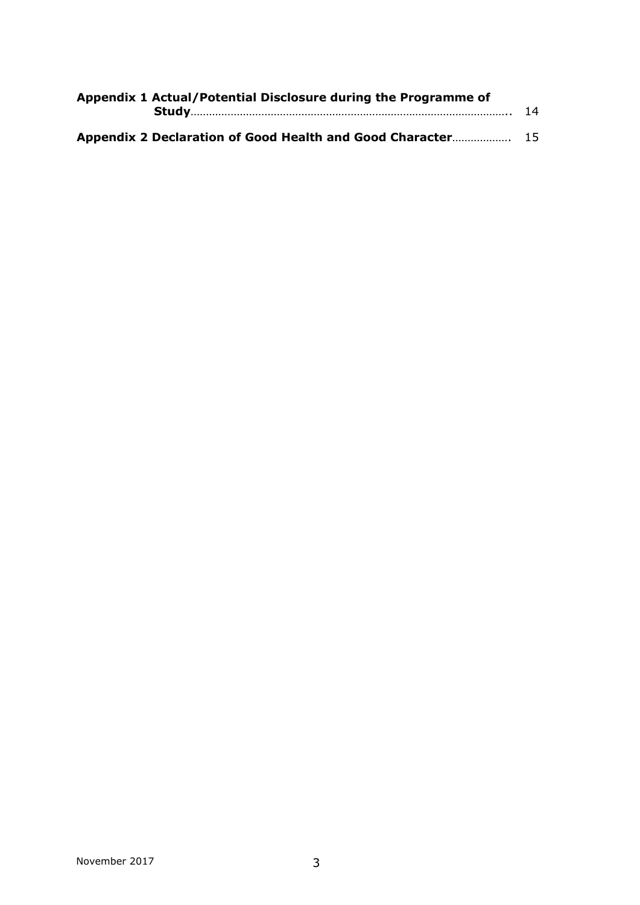**Appendix 1 Actual/Potential Disclosure during the Programme of Study**........................................................................................... 14

**Appendix 2 Declaration of Good Health and Good Character**.................. 15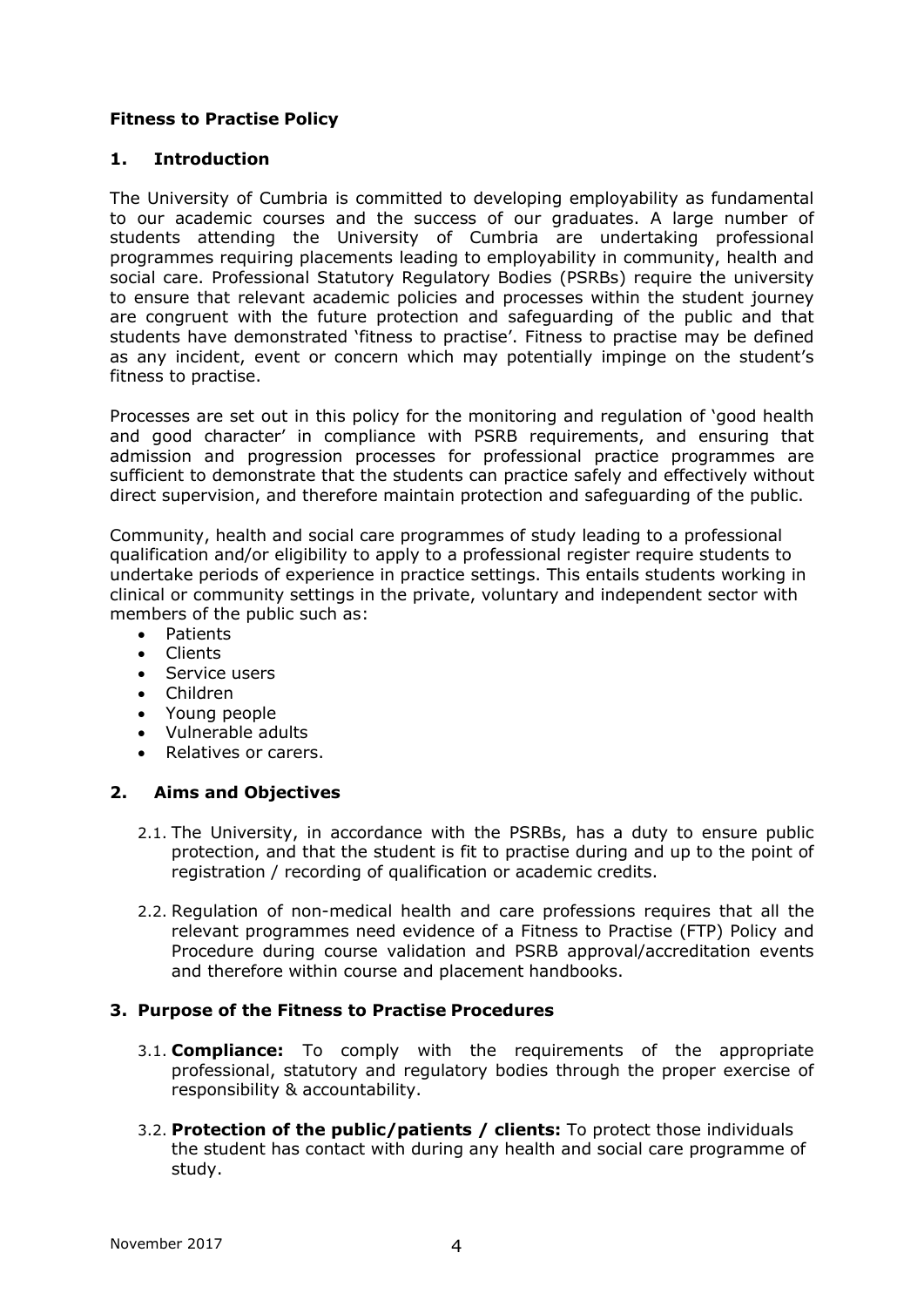**Fitness to Practise Policy**

## 1. Introduction

The University of Cumbria is committed to developing employability as fundamental to our academic courses and the success of our graduates. A large number of students attending the University of Cumbria are undertaking professional programmes requiring placements leading to employability in community, health and social care. Professional Statutory Regulatory Bodies (PSRBs) require the university to ensure that relevant academic policies and processes within the student journey are congruent with the future protection and safeguarding of the public and that students have demonstrated 'fitness to practise'. Fitness to practise may be defined as any incident, event or concern which may potentially impinge on the student's fitness to practise.

Processes are set out in this policy for the monitoring and regulation of 'good health and good character' in compliance with PSRB requirements, and ensuring that admission and progression processes for professional practice programmes are sufficient to demonstrate that the students can practice safely and effectively without direct supervision, and therefore maintain protection and safeguarding of the public.

Community, health and social care programmes of study leading to a professional qualification and/or eligibility to apply to a professional register require students to undertake periods of experience in practice settings. This entails students working in clinical or community settings in the private, voluntary and independent sector with members of the public such as:

- Patients
- Clients
- Service users
- Children
- Young people
- Vulnerable adults
- Relatives or carers.

## 2. Aims and Objectives

2.1. The University, in accordance with the PSRBs, has a duty to ensure public protection, and that the student is fit to practise during and up to the point of registration / recording of qualification or academic credits.

2.2. Regulation of non-medical health and care professions requires that all the relevant programmes need evidence of a Fitness to Practise (FTP) Policy and Procedure during course validation and PSRB approval/accreditation events and therefore within course and placement handbooks.

## 3. Purpose of the Fitness to Practise Procedures

3.1. **Compliance:** To comply with the requirements of the appropriate professional, statutory and regulatory bodies through the proper exercise of responsibility & accountability.

3.2. **Protection of the public/patients / clients:** To protect those individuals the student has contact with during any health and social care programme of study.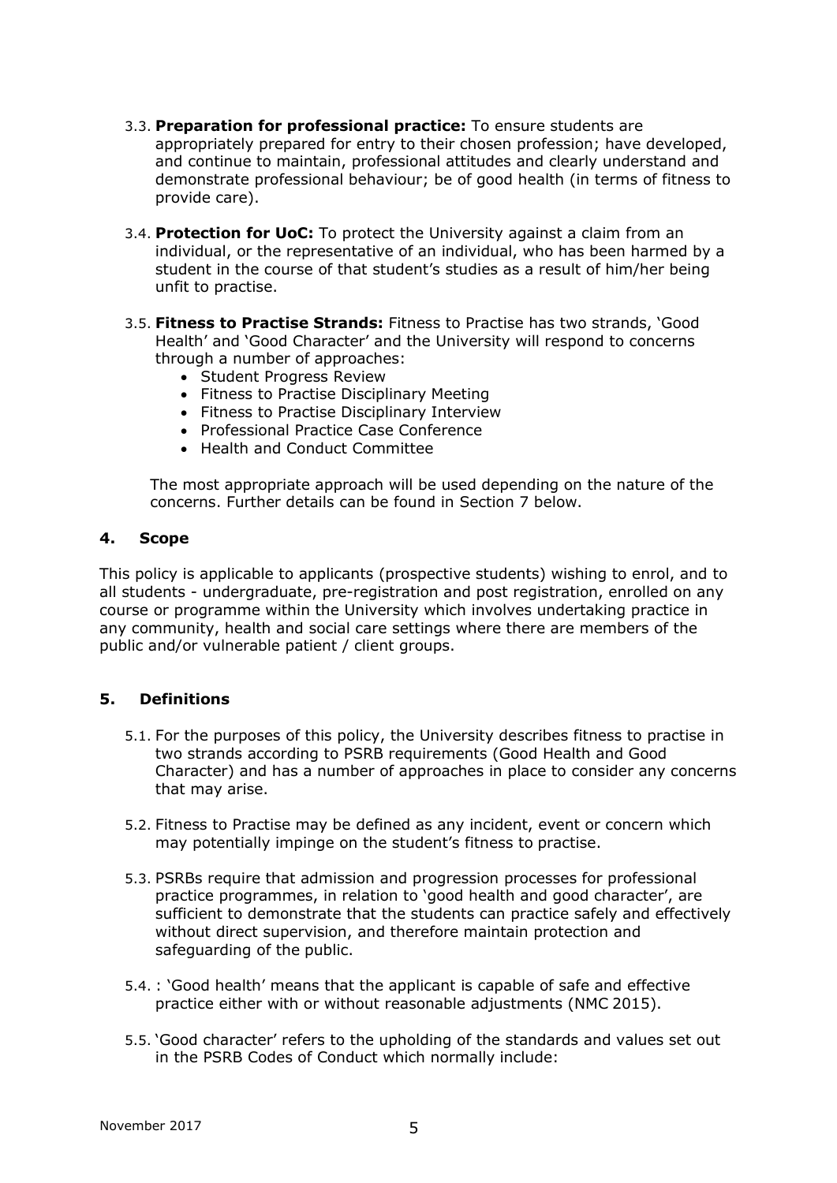3.3. **Preparation for professional practice:** To ensure students are appropriately prepared for entry to their chosen profession; have developed, and continue to maintain, professional attitudes and clearly understand and demonstrate professional behaviour; be of good health (in terms of fitness to provide care).

3.4. **Protection for UoC:** To protect the University against a claim from an individual, or the representative of an individual, who has been harmed by a student in the course of that student's studies as a result of him/her being unfit to practise.

3.5. **Fitness to Practise Strands:** Fitness to Practise has two strands, 'Good Health' and 'Good Character' and the University will respond to concerns through a number of approaches:

- Student Progress Review
- Fitness to Practise Disciplinary Meeting
- Fitness to Practise Disciplinary Interview
- Professional Practice Case Conference
- Health and Conduct Committee

The most appropriate approach will be used depending on the nature of the concerns. Further details can be found in Section 7 below.

## 4. Scope

This policy is applicable to applicants (prospective students) wishing to enrol, and to all students - undergraduate, pre-registration and post registration, enrolled on any course or programme within the University which involves undertaking practice in any community, health and social care settings where there are members of the public and/or vulnerable patient / client groups.

## 5. Definitions

5.1. For the purposes of this policy, the University describes fitness to practise in two strands according to PSRB requirements (Good Health and Good Character) and has a number of approaches in place to consider any concerns that may arise.

5.2. Fitness to Practise may be defined as any incident, event or concern which may potentially impinge on the student's fitness to practise.

5.3. PSRBs require that admission and progression processes for professional practice programmes, in relation to 'good health and good character', are sufficient to demonstrate that the students can practice safely and effectively without direct supervision, and therefore maintain protection and safeguarding of the public.

5.4. : 'Good health' means that the applicant is capable of safe and effective practice either with or without reasonable adjustments (NMC 2015).

5.5. 'Good character' refers to the upholding of the standards and values set out in the PSRB Codes of Conduct which normally include: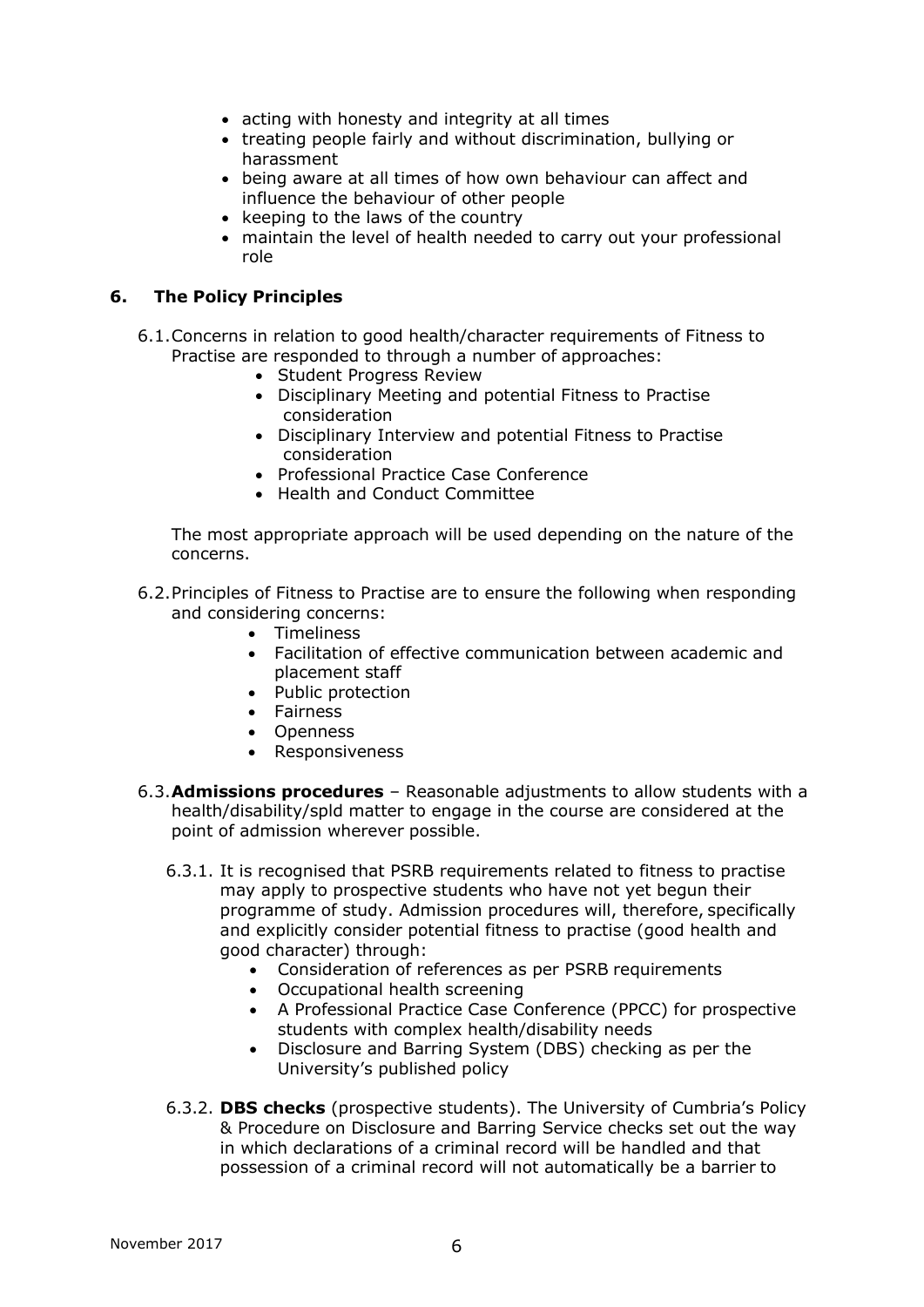- acting with honesty and integrity at all times
- treating people fairly and without discrimination, bullying or harassment
- being aware at all times of how own behaviour can affect and influence the behaviour of other people
- keeping to the laws of the country
- maintain the level of health needed to carry out your professional role

## 6. The Policy Principles

6.1. Concerns in relation to good health/character requirements of Fitness to Practise are responded to through a number of approaches:

- Student Progress Review
- Disciplinary Meeting and potential Fitness to Practise consideration
- Disciplinary Interview and potential Fitness to Practise consideration
- Professional Practice Case Conference
- Health and Conduct Committee

The most appropriate approach will be used depending on the nature of the concerns.

6.2. Principles of Fitness to Practise are to ensure the following when responding and considering concerns:

- Timeliness
- Facilitation of effective communication between academic and placement staff
- Public protection
- Fairness
- Openness
- Responsiveness

6.3. **Admissions procedures** – Reasonable adjustments to allow students with a health/disability/spld matter to engage in the course are considered at the point of admission wherever possible.

6.3.1. It is recognised that PSRB requirements related to fitness to practise may apply to prospective students who have not yet begun their programme of study. Admission procedures will, therefore, specifically and explicitly consider potential fitness to practise (good health and good character) through:

- Consideration of references as per PSRB requirements
- Occupational health screening
- A Professional Practice Case Conference (PPCC) for prospective students with complex health/disability needs
- Disclosure and Barring System (DBS) checking as per the University's published policy

6.3.2. **DBS checks** (prospective students). The University of Cumbria's Policy & Procedure on Disclosure and Barring Service checks set out the way in which declarations of a criminal record will be handled and that possession of a criminal record will not automatically be a barrier to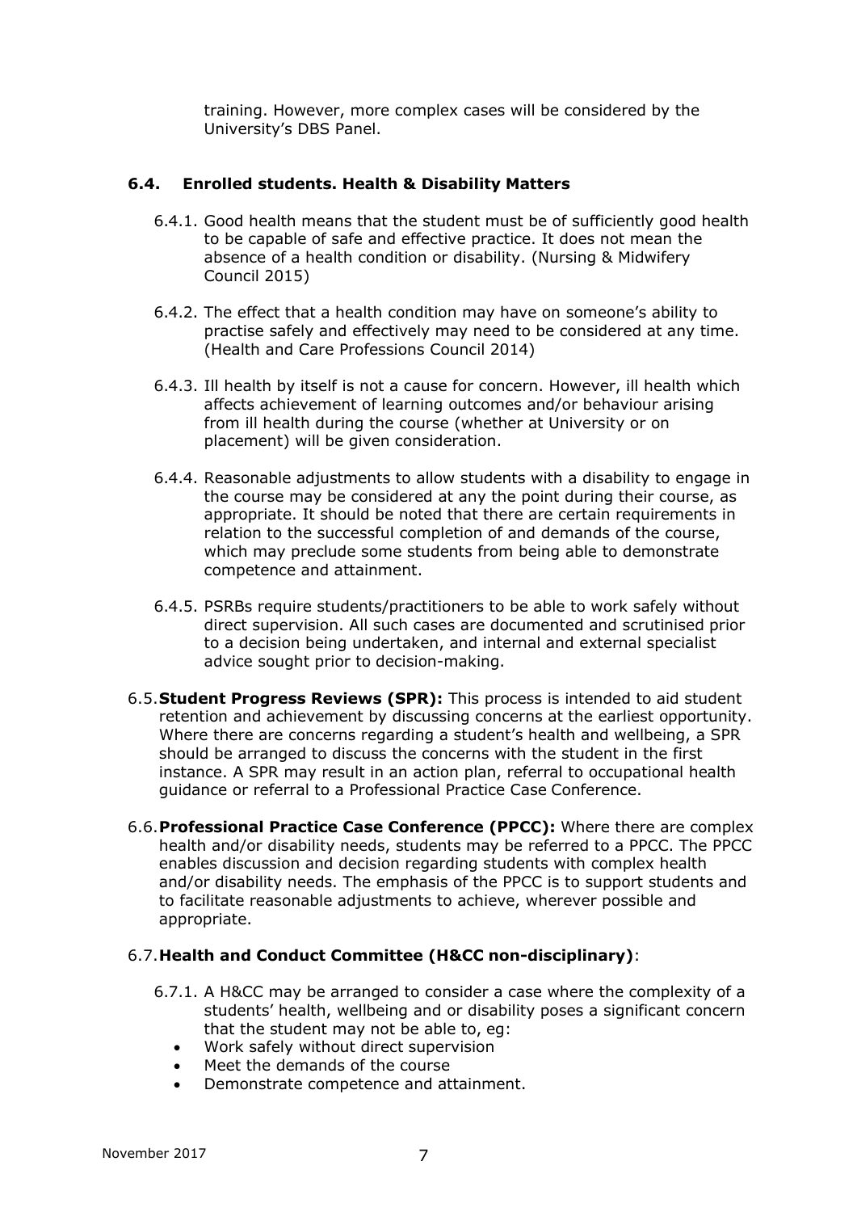training. However, more complex cases will be considered by the University's DBS Panel.

### 6.4. Enrolled students. Health & Disability Matters

6.4.1. Good health means that the student must be of sufficiently good health to be capable of safe and effective practice. It does not mean the absence of a health condition or disability. (Nursing & Midwifery Council 2015)

6.4.2. The effect that a health condition may have on someone's ability to practise safely and effectively may need to be considered at any time. (Health and Care Professions Council 2014)

6.4.3. Ill health by itself is not a cause for concern. However, ill health which affects achievement of learning outcomes and/or behaviour arising from ill health during the course (whether at University or on placement) will be given consideration.

6.4.4. Reasonable adjustments to allow students with a disability to engage in the course may be considered at any the point during their course, as appropriate. It should be noted that there are certain requirements in relation to the successful completion of and demands of the course, which may preclude some students from being able to demonstrate competence and attainment.

6.4.5. PSRBs require students/practitioners to be able to work safely without direct supervision. All such cases are documented and scrutinised prior to a decision being undertaken, and internal and external specialist advice sought prior to decision-making.

6.5. **Student Progress Reviews (SPR):** This process is intended to aid student retention and achievement by discussing concerns at the earliest opportunity. Where there are concerns regarding a student's health and wellbeing, a SPR should be arranged to discuss the concerns with the student in the first instance. A SPR may result in an action plan, referral to occupational health guidance or referral to a Professional Practice Case Conference.

6.6. **Professional Practice Case Conference (PPCC):** Where there are complex health and/or disability needs, students may be referred to a PPCC. The PPCC enables discussion and decision regarding students with complex health and/or disability needs. The emphasis of the PPCC is to support students and to facilitate reasonable adjustments to achieve, wherever possible and appropriate.

6.7. **Health and Conduct Committee (H&CC non-disciplinary)**:

6.7.1. A H&CC may be arranged to consider a case where the complexity of a students' health, wellbeing and or disability poses a significant concern that the student may not be able to, eg:

- Work safely without direct supervision
- Meet the demands of the course
- Demonstrate competence and attainment.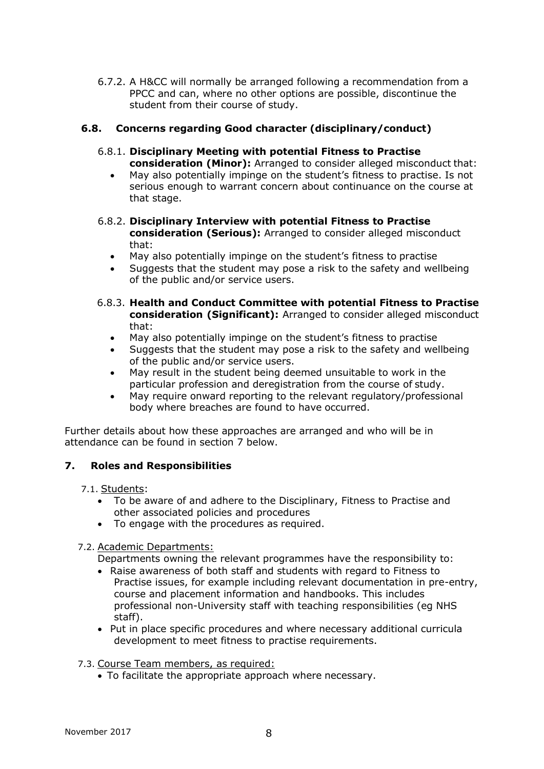6.7.2. A H&CC will normally be arranged following a recommendation from a PPCC and can, where no other options are possible, discontinue the student from their course of study.

### 6.8. Concerns regarding Good character (disciplinary/conduct)

6.8.1. **Disciplinary Meeting with potential Fitness to Practise consideration (Minor):** Arranged to consider alleged misconduct that:

- May also potentially impinge on the student's fitness to practise. Is not serious enough to warrant concern about continuance on the course at that stage.

6.8.2. **Disciplinary Interview with potential Fitness to Practise consideration (Serious):** Arranged to consider alleged misconduct that:

- May also potentially impinge on the student's fitness to practise
- Suggests that the student may pose a risk to the safety and wellbeing of the public and/or service users.

6.8.3. **Health and Conduct Committee with potential Fitness to Practise consideration (Significant):** Arranged to consider alleged misconduct that:

- May also potentially impinge on the student's fitness to practise
- Suggests that the student may pose a risk to the safety and wellbeing of the public and/or service users.
- May result in the student being deemed unsuitable to work in the particular profession and deregistration from the course of study.
- May require onward reporting to the relevant regulatory/professional body where breaches are found to have occurred.

Further details about how these approaches are arranged and who will be in attendance can be found in section 7 below.

## 7. Roles and Responsibilities

7.1. Students:

- To be aware of and adhere to the Disciplinary, Fitness to Practise and other associated policies and procedures
- To engage with the procedures as required.

7.2. Academic Departments:

Departments owning the relevant programmes have the responsibility to:

- Raise awareness of both staff and students with regard to Fitness to Practise issues, for example including relevant documentation in pre-entry, course and placement information and handbooks. This includes professional non-University staff with teaching responsibilities (eg NHS staff).
- Put in place specific procedures and where necessary additional curricula development to meet fitness to practise requirements.

7.3. Course Team members, as required:

- To facilitate the appropriate approach where necessary.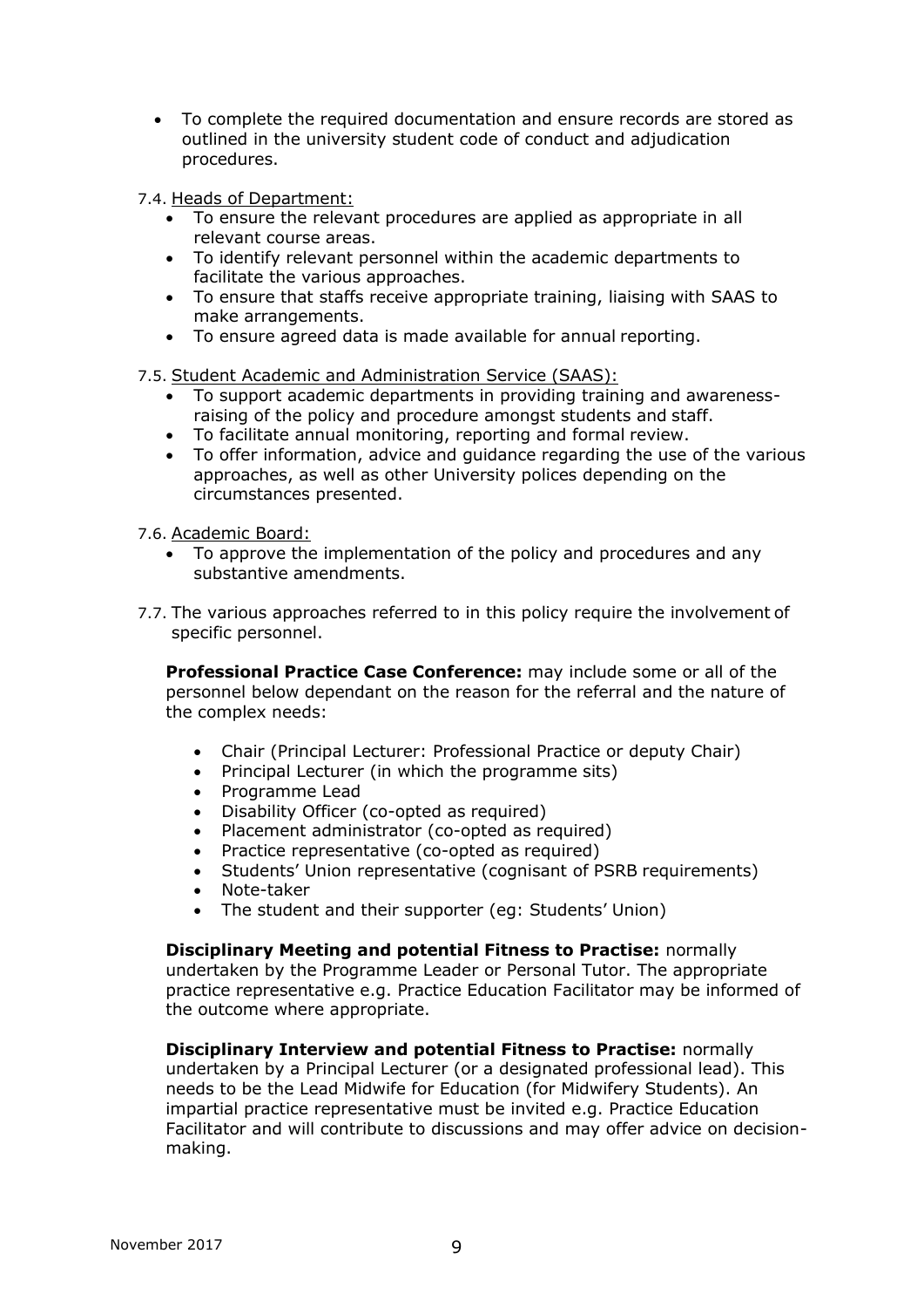- To complete the required documentation and ensure records are stored as outlined in the university student code of conduct and adjudication procedures.

7.4. Heads of Department:

- To ensure the relevant procedures are applied as appropriate in all relevant course areas.
- To identify relevant personnel within the academic departments to facilitate the various approaches.
- To ensure that staffs receive appropriate training, liaising with SAAS to make arrangements.
- To ensure agreed data is made available for annual reporting.

7.5. Student Academic and Administration Service (SAAS):

- To support academic departments in providing training and awareness-raising of the policy and procedure amongst students and staff.
- To facilitate annual monitoring, reporting and formal review.
- To offer information, advice and guidance regarding the use of the various approaches, as well as other University polices depending on the circumstances presented.

7.6. Academic Board:

- To approve the implementation of the policy and procedures and any substantive amendments.

7.7. The various approaches referred to in this policy require the involvement of specific personnel.

**Professional Practice Case Conference:** may include some or all of the personnel below dependant on the reason for the referral and the nature of the complex needs:

- Chair (Principal Lecturer: Professional Practice or deputy Chair)
- Principal Lecturer (in which the programme sits)
- Programme Lead
- Disability Officer (co-opted as required)
- Placement administrator (co-opted as required)
- Practice representative (co-opted as required)
- Students' Union representative (cognisant of PSRB requirements)
- Note-taker
- The student and their supporter (eg: Students' Union)

**Disciplinary Meeting and potential Fitness to Practise:** normally undertaken by the Programme Leader or Personal Tutor. The appropriate practice representative e.g. Practice Education Facilitator may be informed of the outcome where appropriate.

**Disciplinary Interview and potential Fitness to Practise:** normally undertaken by a Principal Lecturer (or a designated professional lead). This needs to be the Lead Midwife for Education (for Midwifery Students). An impartial practice representative must be invited e.g. Practice Education Facilitator and will contribute to discussions and may offer advice on decision-making.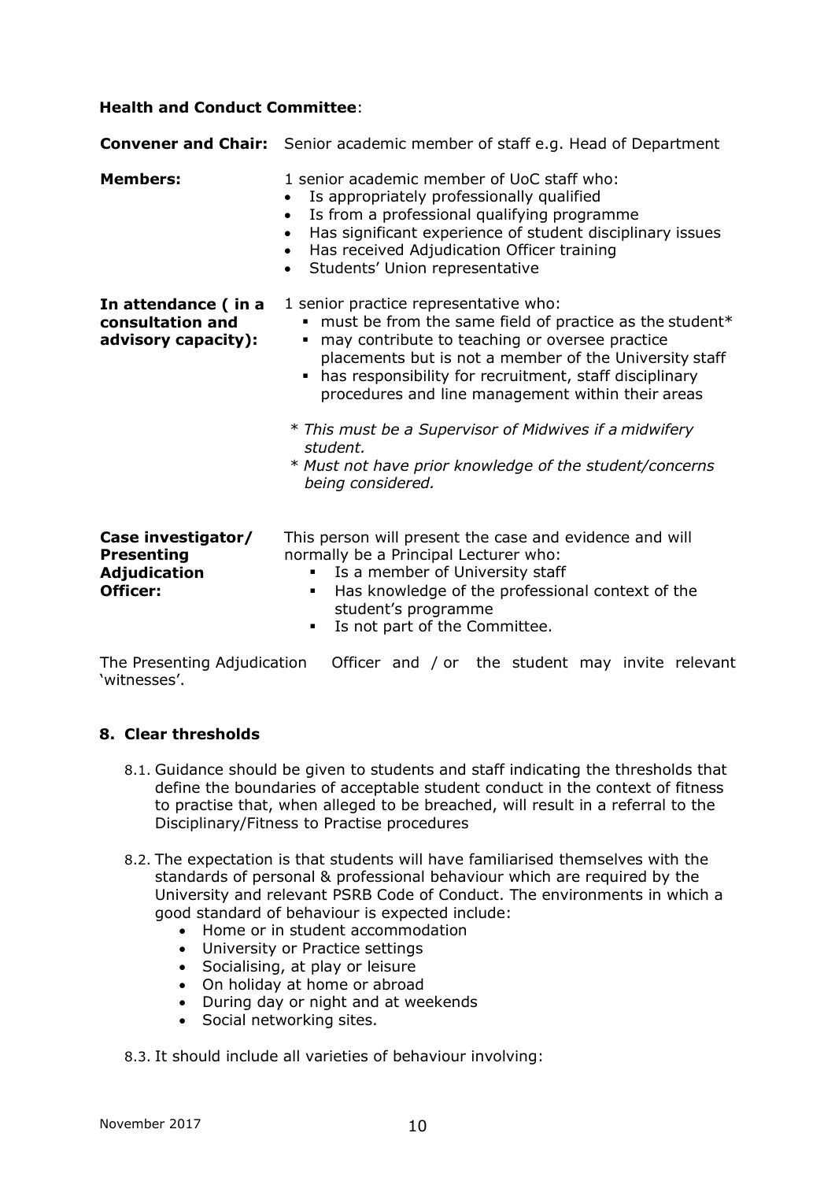**Health and Conduct Committee**:

**Convener and Chair:** Senior academic member of staff e.g. Head of Department

**Members:** 1 senior academic member of UoC staff who:

- Is appropriately professionally qualified
- Is from a professional qualifying programme
- Has significant experience of student disciplinary issues
- Has received Adjudication Officer training
- Students' Union representative

**In attendance ( in a consultation and advisory capacity):** 1 senior practice representative who:

- must be from the same field of practice as the student*
- may contribute to teaching or oversee practice placements but is not a member of the University staff
- has responsibility for recruitment, staff disciplinary procedures and line management within their areas

*\* This must be a Supervisor of Midwives if a midwifery student.*
*\* Must not have prior knowledge of the student/concerns being considered.*

**Case investigator/ Presenting Adjudication Officer:** This person will present the case and evidence and will normally be a Principal Lecturer who:

- Is a member of University staff
- Has knowledge of the professional context of the student's programme
- Is not part of the Committee.

The Presenting Adjudication Officer and / or the student may invite relevant 'witnesses'.

## 8. Clear thresholds

8.1. Guidance should be given to students and staff indicating the thresholds that define the boundaries of acceptable student conduct in the context of fitness to practise that, when alleged to be breached, will result in a referral to the Disciplinary/Fitness to Practise procedures

8.2. The expectation is that students will have familiarised themselves with the standards of personal & professional behaviour which are required by the University and relevant PSRB Code of Conduct. The environments in which a good standard of behaviour is expected include:

- Home or in student accommodation
- University or Practice settings
- Socialising, at play or leisure
- On holiday at home or abroad
- During day or night and at weekends
- Social networking sites.

8.3. It should include all varieties of behaviour involving: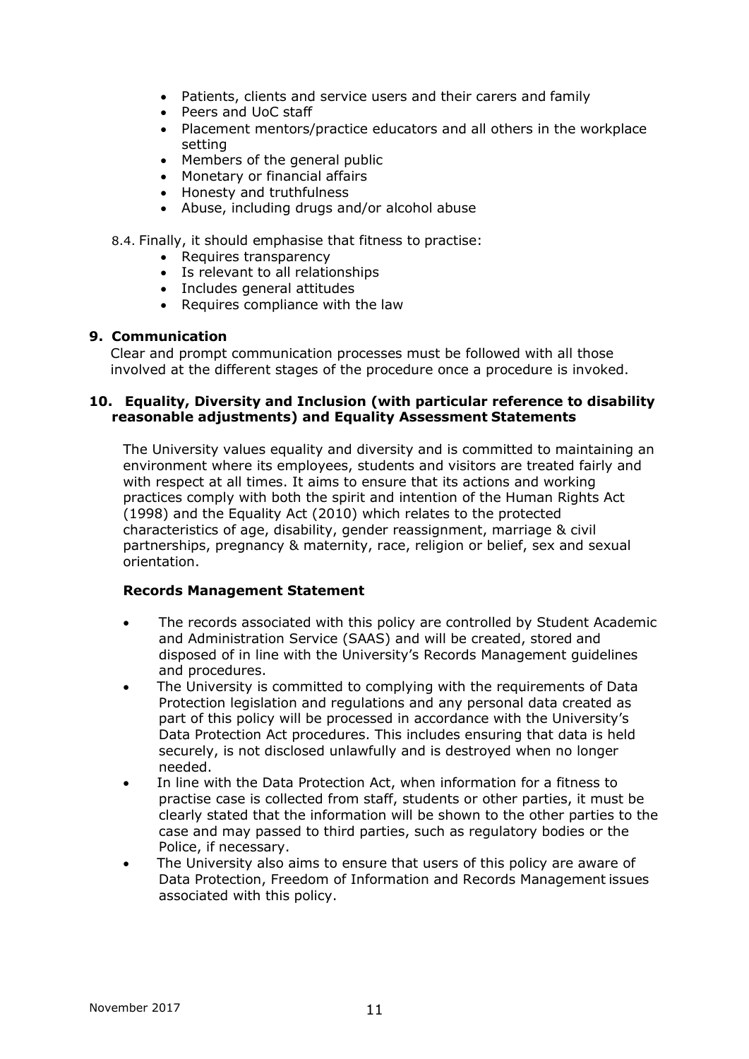- Patients, clients and service users and their carers and family
- Peers and UoC staff
- Placement mentors/practice educators and all others in the workplace setting
- Members of the general public
- Monetary or financial affairs
- Honesty and truthfulness
- Abuse, including drugs and/or alcohol abuse

8.4. Finally, it should emphasise that fitness to practise:

- Requires transparency
- Is relevant to all relationships
- Includes general attitudes
- Requires compliance with the law

## 9. Communication

Clear and prompt communication processes must be followed with all those involved at the different stages of the procedure once a procedure is invoked.

## 10. Equality, Diversity and Inclusion (with particular reference to disability reasonable adjustments) and Equality Assessment Statements

The University values equality and diversity and is committed to maintaining an environment where its employees, students and visitors are treated fairly and with respect at all times. It aims to ensure that its actions and working practices comply with both the spirit and intention of the Human Rights Act (1998) and the Equality Act (2010) which relates to the protected characteristics of age, disability, gender reassignment, marriage & civil partnerships, pregnancy & maternity, race, religion or belief, sex and sexual orientation.

### Records Management Statement

- The records associated with this policy are controlled by Student Academic and Administration Service (SAAS) and will be created, stored and disposed of in line with the University's Records Management guidelines and procedures.
- The University is committed to complying with the requirements of Data Protection legislation and regulations and any personal data created as part of this policy will be processed in accordance with the University's Data Protection Act procedures. This includes ensuring that data is held securely, is not disclosed unlawfully and is destroyed when no longer needed.
- In line with the Data Protection Act, when information for a fitness to practise case is collected from staff, students or other parties, it must be clearly stated that the information will be shown to the other parties to the case and may passed to third parties, such as regulatory bodies or the Police, if necessary.
- The University also aims to ensure that users of this policy are aware of Data Protection, Freedom of Information and Records Management issues associated with this policy.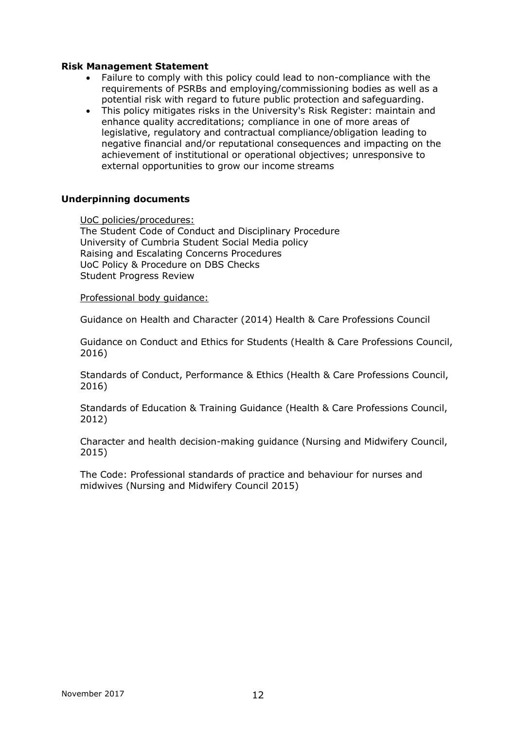**Risk Management Statement**

- Failure to comply with this policy could lead to non-compliance with the requirements of PSRBs and employing/commissioning bodies as well as a potential risk with regard to future public protection and safeguarding.
- This policy mitigates risks in the University's Risk Register: maintain and enhance quality accreditations; compliance in one of more areas of legislative, regulatory and contractual compliance/obligation leading to negative financial and/or reputational consequences and impacting on the achievement of institutional or operational objectives; unresponsive to external opportunities to grow our income streams

**Underpinning documents**

UoC policies/procedures:
The Student Code of Conduct and Disciplinary Procedure
University of Cumbria Student Social Media policy
Raising and Escalating Concerns Procedures
UoC Policy & Procedure on DBS Checks
Student Progress Review

Professional body guidance:

Guidance on Health and Character (2014) Health & Care Professions Council

Guidance on Conduct and Ethics for Students (Health & Care Professions Council, 2016)

Standards of Conduct, Performance & Ethics (Health & Care Professions Council, 2016)

Standards of Education & Training Guidance (Health & Care Professions Council, 2012)

Character and health decision-making guidance (Nursing and Midwifery Council, 2015)

The Code: Professional standards of practice and behaviour for nurses and midwives (Nursing and Midwifery Council 2015)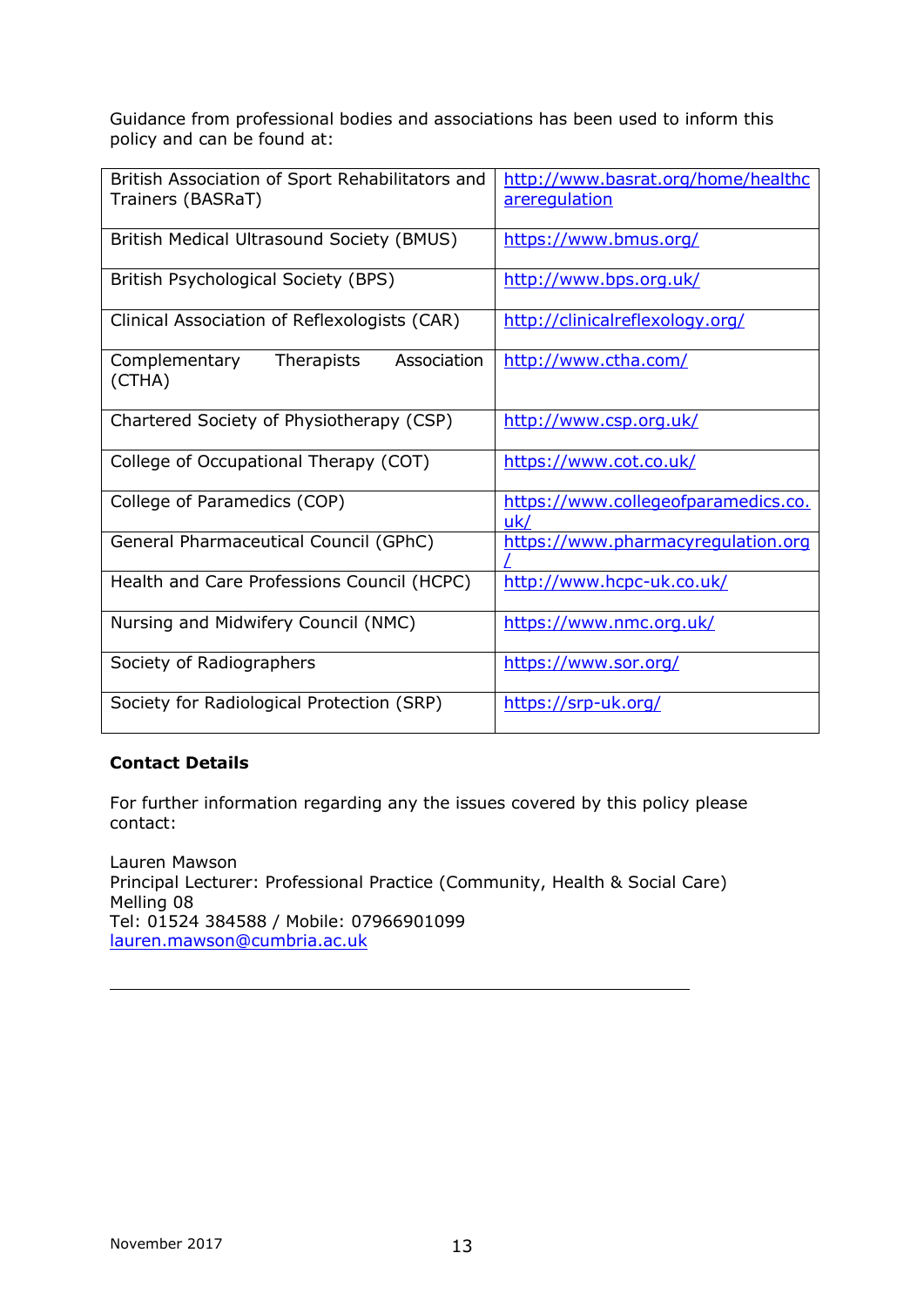Guidance from professional bodies and associations has been used to inform this policy and can be found at:

| | |
|---|---|
| British Association of Sport Rehabilitators and Trainers (BASRaT) | http://www.basrat.org/home/healthcareregulation |
| British Medical Ultrasound Society (BMUS) | https://www.bmus.org/ |
| British Psychological Society (BPS) | http://www.bps.org.uk/ |
| Clinical Association of Reflexologists (CAR) | http://clinicalreflexology.org/ |
| Complementary Therapists Association (CTHA) | http://www.ctha.com/ |
| Chartered Society of Physiotherapy (CSP) | http://www.csp.org.uk/ |
| College of Occupational Therapy (COT) | https://www.cot.co.uk/ |
| College of Paramedics (COP) | https://www.collegeofparamedics.co.uk/ |
| General Pharmaceutical Council (GPhC) | https://www.pharmacyregulation.org/ |
| Health and Care Professions Council (HCPC) | http://www.hcpc-uk.co.uk/ |
| Nursing and Midwifery Council (NMC) | https://www.nmc.org.uk/ |
| Society of Radiographers | https://www.sor.org/ |
| Society for Radiological Protection (SRP) | https://srp-uk.org/ |

**Contact Details**

For further information regarding any the issues covered by this policy please contact:

Lauren Mawson
Principal Lecturer: Professional Practice (Community, Health & Social Care)
Melling 08
Tel: 01524 384588 / Mobile: 07966901099
lauren.mawson@cumbria.ac.uk

---

November 2017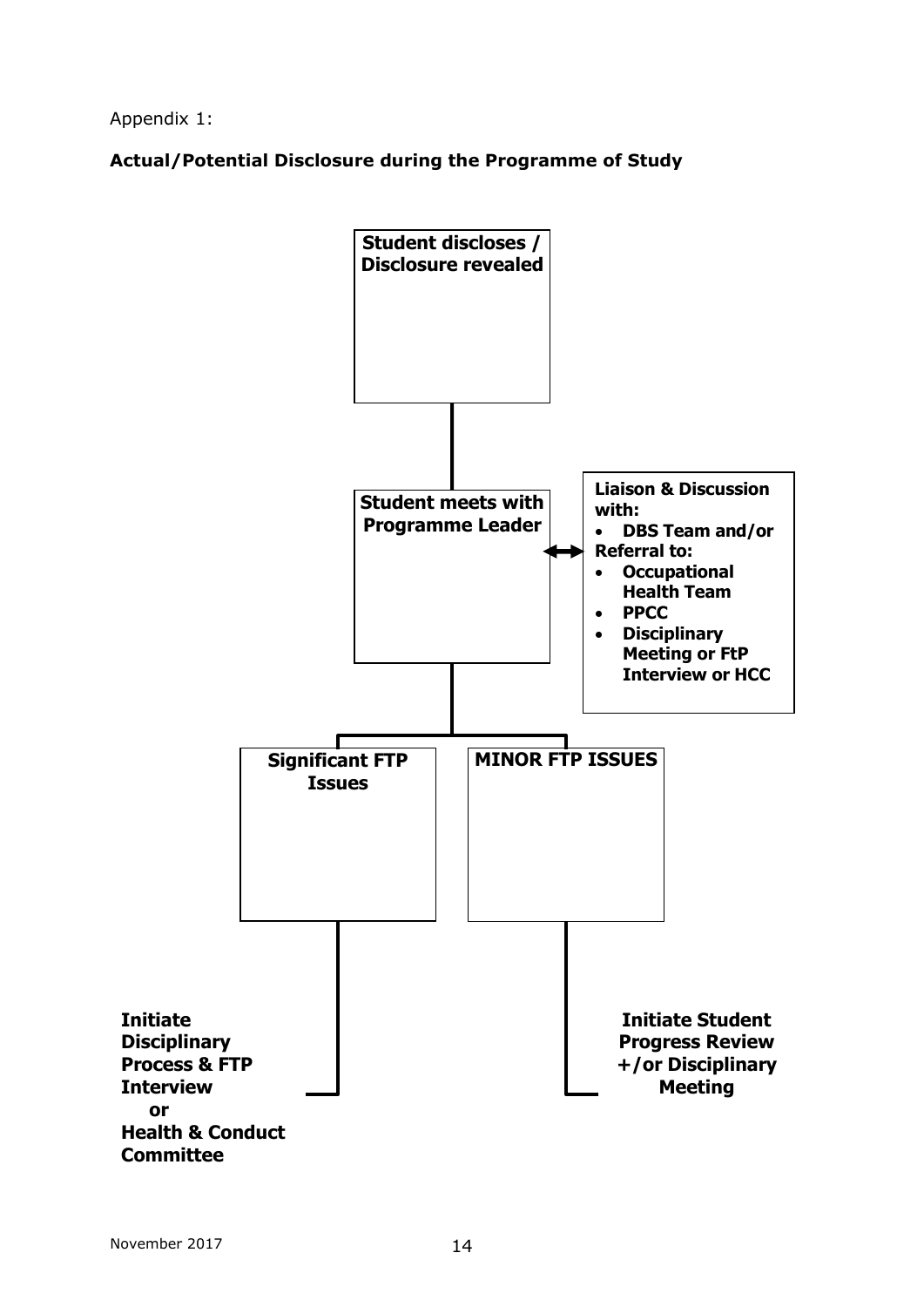Appendix 1:

**Actual/Potential Disclosure during the Programme of Study**

**Student discloses / Disclosure revealed**

**Student meets with Programme Leader**

**Liaison & Discussion with:**
- **DBS Team and/or**

**Referral to:**
- **Occupational Health Team**
- **PPCC**
- **Disciplinary Meeting or FtP Interview or HCC**

**Significant FTP Issues**

**Initiate Disciplinary Process & FTP Interview or Health & Conduct Committee**

**MINOR FTP ISSUES**

**Initiate Student Progress Review +/or Disciplinary Meeting**

November 2017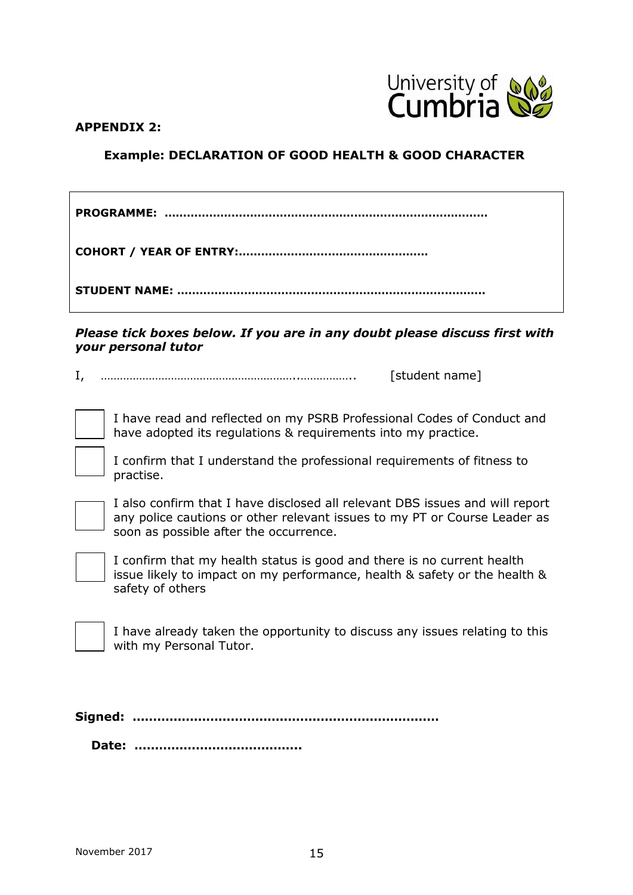**APPENDIX 2:**

## Example: DECLARATION OF GOOD HEALTH & GOOD CHARACTER

**PROGRAMME:** ………………………………………………………………………

**COHORT / YEAR OF ENTRY:**…………………………………………

**STUDENT NAME:** ………………………………………………………………………

***Please tick boxes below. If you are in any doubt please discuss first with your personal tutor***

I, ………………………………………………………..…………….. [student name]

- [ ] I have read and reflected on my PSRB Professional Codes of Conduct and have adopted its regulations & requirements into my practice.
- [ ] I confirm that I understand the professional requirements of fitness to practise.
- [ ] I also confirm that I have disclosed all relevant DBS issues and will report any police cautions or other relevant issues to my PT or Course Leader as soon as possible after the occurrence.
- [ ] I confirm that my health status is good and there is no current health issue likely to impact on my performance, health & safety or the health & safety of others
- [ ] I have already taken the opportunity to discuss any issues relating to this with my Personal Tutor.

**Signed:** ……………………………………………………………

**Date:** …………………………………

November 2017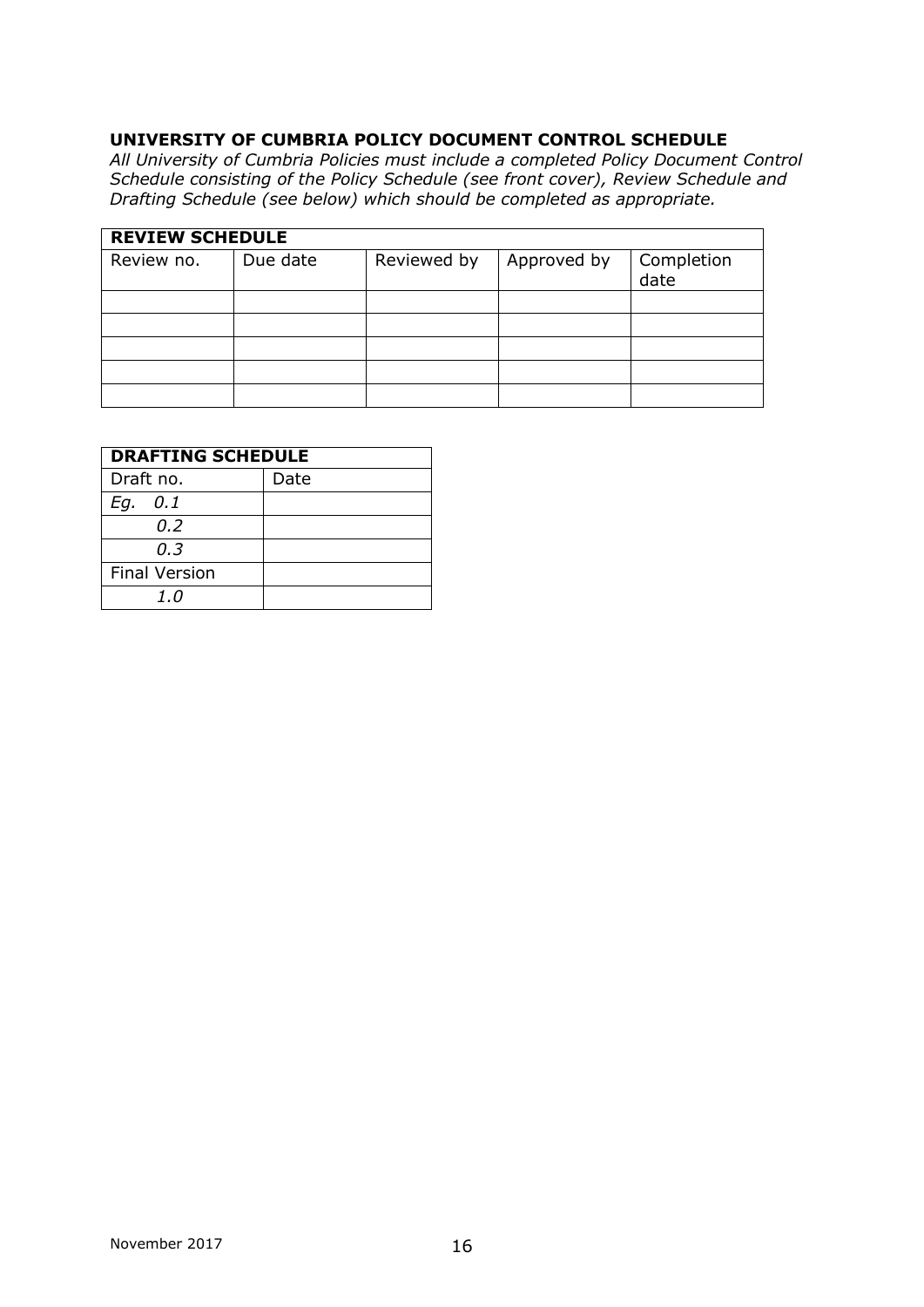**UNIVERSITY OF CUMBRIA POLICY DOCUMENT CONTROL SCHEDULE**

*All University of Cumbria Policies must include a completed Policy Document Control Schedule consisting of the Policy Schedule (see front cover), Review Schedule and Drafting Schedule (see below) which should be completed as appropriate.*

| **REVIEW SCHEDULE** | | | | |
|---|---|---|---|---|
| Review no. | Due date | Reviewed by | Approved by | Completion date |
| | | | | |
| | | | | |
| | | | | |
| | | | | |
| | | | | |

| **DRAFTING SCHEDULE** | |
|---|---|
| Draft no. | Date |
| *Eg. 0.1* | |
| *0.2* | |
| *0.3* | |
| Final Version | |
| *1.0* | |